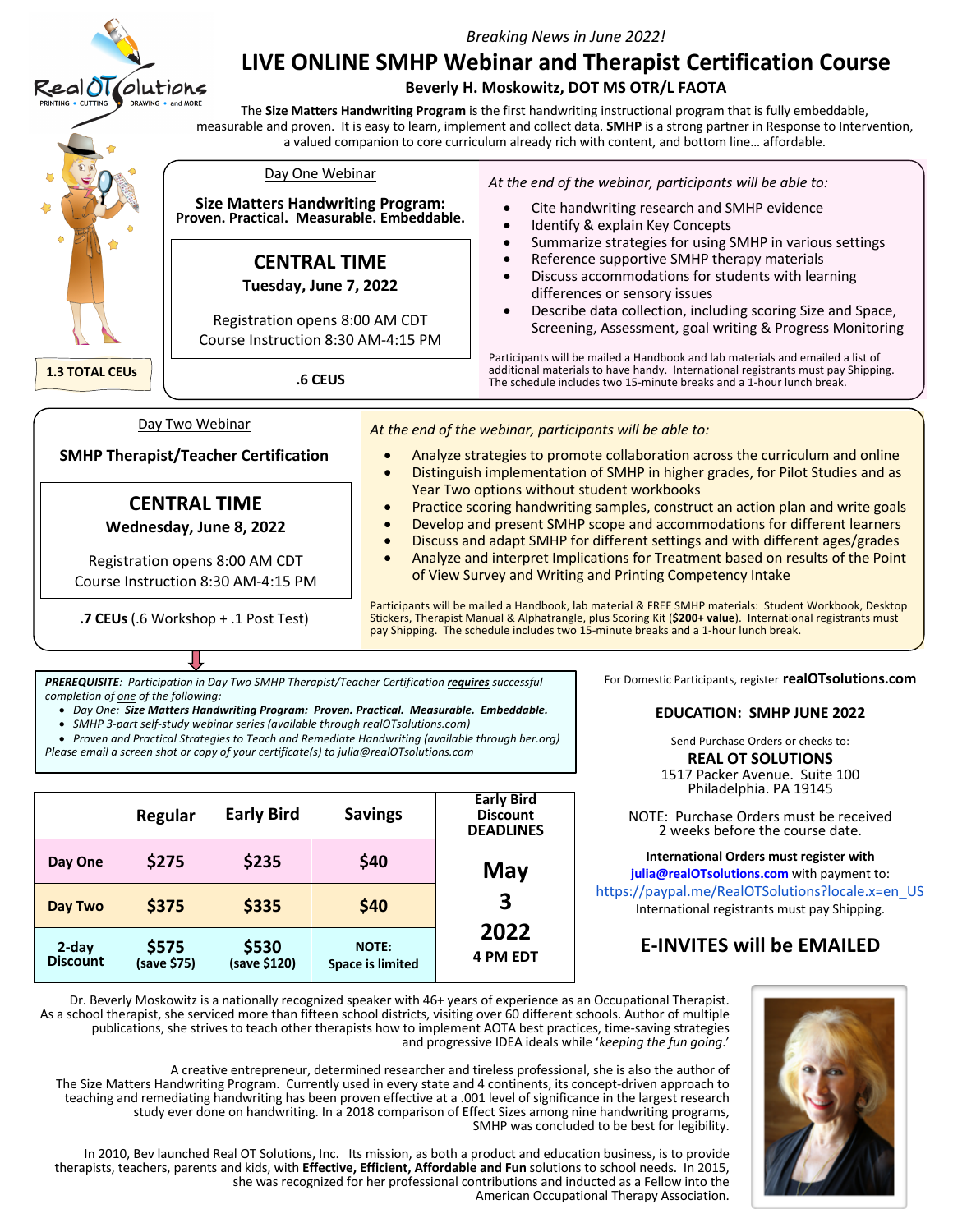*Breaking News in June 2022!*

# LIVE ONLINE SMHP Webinar and Therapist Certification Course

**Beverly H. Moskowitz, DOT MS OTR/L FAOTA**

The **Size Matters Handwriting Program** is the first handwriting instructional program that is fully embeddable, measurable and proven. It is easy to learn, implement and collect data. **SMHP** is a strong partner in Response to Intervention, a valued companion to core curriculum already rich with content, and bottom line… affordable.

**1.3 TOTAL CEUs**

## Day One Webinar

**Size Matters Handwriting Program: Proven. Practical. Measurable. Embeddable.**

**CENTRAL TIME**
**Tuesday, June 7, 2022**

Registration opens 8:00 AM CDT
Course Instruction 8:30 AM-4:15 PM

**.6 CEUS**

*At the end of the webinar, participants will be able to:*

- Cite handwriting research and SMHP evidence
- Identify & explain Key Concepts
- Summarize strategies for using SMHP in various settings
- Reference supportive SMHP therapy materials
- Discuss accommodations for students with learning differences or sensory issues
- Describe data collection, including scoring Size and Space, Screening, Assessment, goal writing & Progress Monitoring

Participants will be mailed a Handbook and lab materials and emailed a list of additional materials to have handy. International registrants must pay Shipping. The schedule includes two 15-minute breaks and a 1-hour lunch break.

## Day Two Webinar

**SMHP Therapist/Teacher Certification**

**CENTRAL TIME**
**Wednesday, June 8, 2022**

Registration opens 8:00 AM CDT
Course Instruction 8:30 AM-4:15 PM

**.7 CEUs** (.6 Workshop + .1 Post Test)

*At the end of the webinar, participants will be able to:*

- Analyze strategies to promote collaboration across the curriculum and online
- Distinguish implementation of SMHP in higher grades, for Pilot Studies and as Year Two options without student workbooks
- Practice scoring handwriting samples, construct an action plan and write goals
- Develop and present SMHP scope and accommodations for different learners
- Discuss and adapt SMHP for different settings and with different ages/grades
- Analyze and interpret Implications for Treatment based on results of the Point of View Survey and Writing and Printing Competency Intake

Participants will be mailed a Handbook, lab material & FREE SMHP materials: Student Workbook, Desktop Stickers, Therapist Manual & Alphatrangle, plus Scoring Kit (**$200+ value**). International registrants must pay Shipping. The schedule includes two 15-minute breaks and a 1-hour lunch break.

***PREREQUISITE**: Participation in Day Two SMHP Therapist/Teacher Certification **requires** successful completion of one of the following:*

- *Day One: **Size Matters Handwriting Program: Proven. Practical. Measurable. Embeddable.***
- *SMHP 3-part self-study webinar series (available through realOTsolutions.com)*
- *Proven and Practical Strategies to Teach and Remediate Handwriting (available through ber.org)*

*Please email a screen shot or copy of your certificate(s) to julia@realOTsolutions.com*

| | Regular | Early Bird | Savings | Early Bird Discount DEADLINES |
|---|---|---|---|---|
| Day One | $275 | $235 | $40 | May 3 2022 4 PM EDT |
| Day Two | $375 | $335 | $40 | |
| 2-day Discount | $575 (save $75) | $530 (save $120) | NOTE: Space is limited | |

For Domestic Participants, register **realOTsolutions.com**

**EDUCATION: SMHP JUNE 2022**

Send Purchase Orders or checks to:
**REAL OT SOLUTIONS**
1517 Packer Avenue. Suite 100
Philadelphia. PA 19145

NOTE: Purchase Orders must be received 2 weeks before the course date.

**International Orders must register with julia@realOTsolutions.com** with payment to:
https://paypal.me/RealOTSolutions?locale.x=en_US
International registrants must pay Shipping.

## E-INVITES will be EMAILED

Dr. Beverly Moskowitz is a nationally recognized speaker with 46+ years of experience as an Occupational Therapist. As a school therapist, she serviced more than fifteen school districts, visiting over 60 different schools. Author of multiple publications, she strives to teach other therapists how to implement AOTA best practices, time-saving strategies and progressive IDEA ideals while '*keeping the fun going*.'

A creative entrepreneur, determined researcher and tireless professional, she is also the author of The Size Matters Handwriting Program. Currently used in every state and 4 continents, its concept-driven approach to teaching and remediating handwriting has been proven effective at a .001 level of significance in the largest research study ever done on handwriting. In a 2018 comparison of Effect Sizes among nine handwriting programs, SMHP was concluded to be best for legibility.

In 2010, Bev launched Real OT Solutions, Inc. Its mission, as both a product and education business, is to provide therapists, teachers, parents and kids, with **Effective, Efficient, Affordable and Fun** solutions to school needs. In 2015, she was recognized for her professional contributions and inducted as a Fellow into the American Occupational Therapy Association.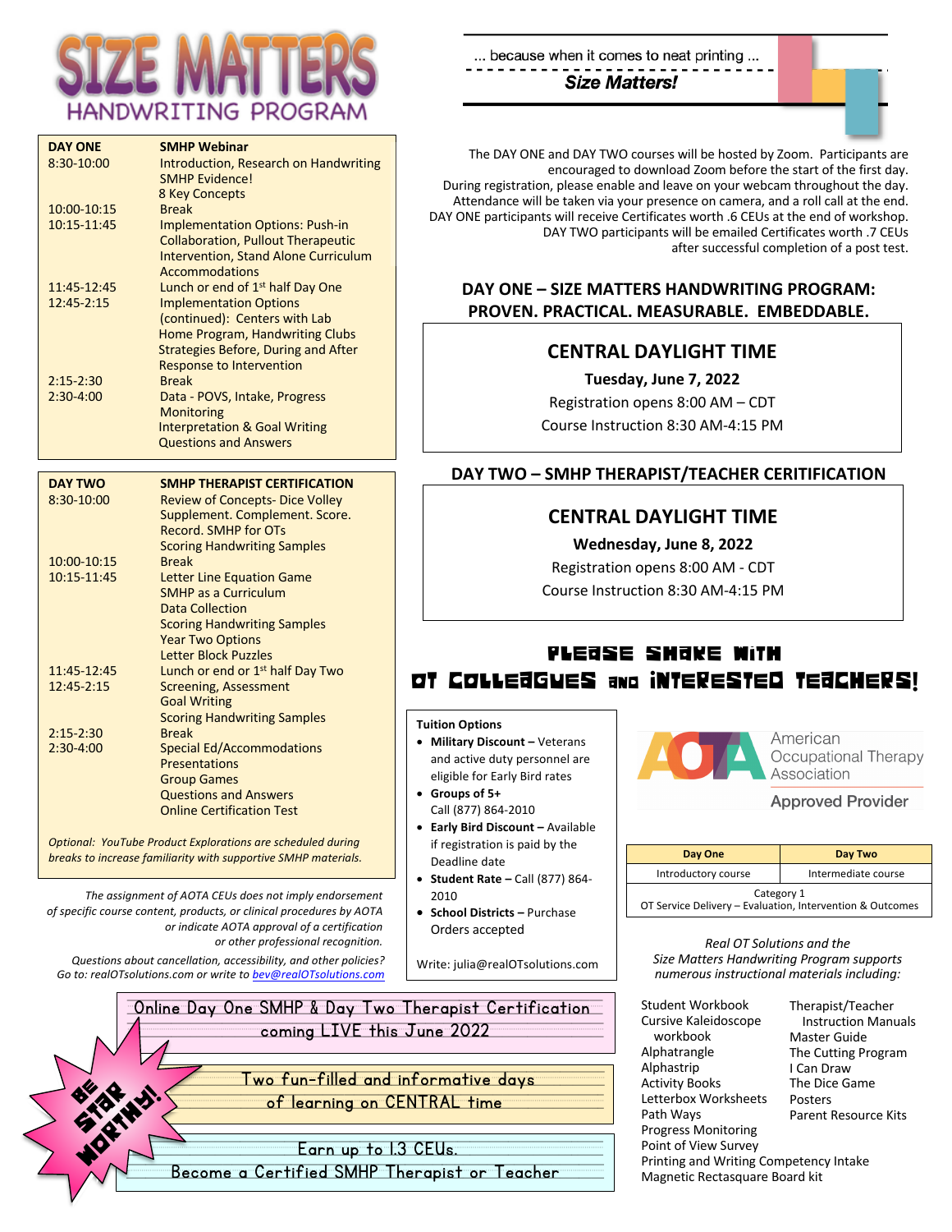# SIZE MATTERS HANDWRITING PROGRAM

| | |
|---|---|
| **DAY ONE** | **SMHP Webinar** |
| 8:30-10:00 | Introduction, Research on Handwriting<br>SMHP Evidence!<br>8 Key Concepts |
| 10:00-10:15 | Break |
| 10:15-11:45 | Implementation Options: Push-in Collaboration, Pullout Therapeutic Intervention, Stand Alone Curriculum Accommodations |
| 11:45-12:45 | Lunch or end of 1st half Day One |
| 12:45-2:15 | Implementation Options (continued): Centers with Lab Home Program, Handwriting Clubs Strategies Before, During and After Response to Intervention |
| 2:15-2:30 | Break |
| 2:30-4:00 | Data - POVS, Intake, Progress Monitoring<br>Interpretation & Goal Writing<br>Questions and Answers |

| | |
|---|---|
| **DAY TWO** | **SMHP THERAPIST CERTIFICATION** |
| 8:30-10:00 | Review of Concepts- Dice Volley<br>Supplement. Complement. Score. Record. SMHP for OTs<br>Scoring Handwriting Samples |
| 10:00-10:15 | Break |
| 10:15-11:45 | Letter Line Equation Game<br>SMHP as a Curriculum<br>Data Collection<br>Scoring Handwriting Samples<br>Year Two Options<br>Letter Block Puzzles |
| 11:45-12:45 | Lunch or end or 1st half Day Two |
| 12:45-2:15 | Screening, Assessment<br>Goal Writing<br>Scoring Handwriting Samples |
| 2:15-2:30 | Break |
| 2:30-4:00 | Special Ed/Accommodations<br>Presentations<br>Group Games<br>Questions and Answers<br>Online Certification Test |

*Optional: YouTube Product Explorations are scheduled during breaks to increase familiarity with supportive SMHP materials.*

*The assignment of AOTA CEUs does not imply endorsement of specific course content, products, or clinical procedures by AOTA or indicate AOTA approval of a certification or other professional recognition.*

*Questions about cancellation, accessibility, and other policies? Go to: realOTsolutions.com or write to bev@realOTsolutions.com*

... because when it comes to neat printing ...

***Size Matters!***

The DAY ONE and DAY TWO courses will be hosted by Zoom. Participants are encouraged to download Zoom before the start of the first day. During registration, please enable and leave on your webcam throughout the day. Attendance will be taken via your presence on camera, and a roll call at the end. DAY ONE participants will receive Certificates worth .6 CEUs at the end of workshop. DAY TWO participants will be emailed Certificates worth .7 CEUs after successful completion of a post test.

## DAY ONE – SIZE MATTERS HANDWRITING PROGRAM: PROVEN. PRACTICAL. MEASURABLE. EMBEDDABLE.

### CENTRAL DAYLIGHT TIME

**Tuesday, June 7, 2022**

Registration opens 8:00 AM – CDT

Course Instruction 8:30 AM-4:15 PM

## DAY TWO – SMHP THERAPIST/TEACHER CERITIFICATION

### CENTRAL DAYLIGHT TIME

**Wednesday, June 8, 2022**

Registration opens 8:00 AM - CDT

Course Instruction 8:30 AM-4:15 PM

## PLEASE SHARE WITH OT COLLEAGUES AND INTERESTED TEACHERS!

**Tuition Options**

- **Military Discount –** Veterans and active duty personnel are eligible for Early Bird rates
- **Groups of 5+** Call (877) 864-2010
- **Early Bird Discount –** Available if registration is paid by the Deadline date
- **Student Rate –** Call (877) 864-2010
- **School Districts –** Purchase Orders accepted

Write: julia@realOTsolutions.com

AOTA American Occupational Therapy Association Approved Provider

| Day One | Day Two |
|---|---|
| Introductory course | Intermediate course |
| Category 1<br>OT Service Delivery – Evaluation, Intervention & Outcomes | |

*Real OT Solutions and the Size Matters Handwriting Program supports numerous instructional materials including:*

- Student Workbook
- Cursive Kaleidoscope workbook
- Alphatrangle
- Alphastrip
- Activity Books
- Letterbox Worksheets
- Path Ways
- Progress Monitoring
- Point of View Survey
- Printing and Writing Competency Intake
- Magnetic Rectasquare Board kit
- Therapist/Teacher Instruction Manuals
- Master Guide
- The Cutting Program
- I Can Draw
- The Dice Game
- Posters
- Parent Resource Kits

Online Day One SMHP & Day Two Therapist Certification coming LIVE this June 2022

Two fun-filled and informative days of learning on CENTRAL time

Earn up to 1.3 CEUs.

Become a Certified SMHP Therapist or Teacher

BE STAR WORTHY!